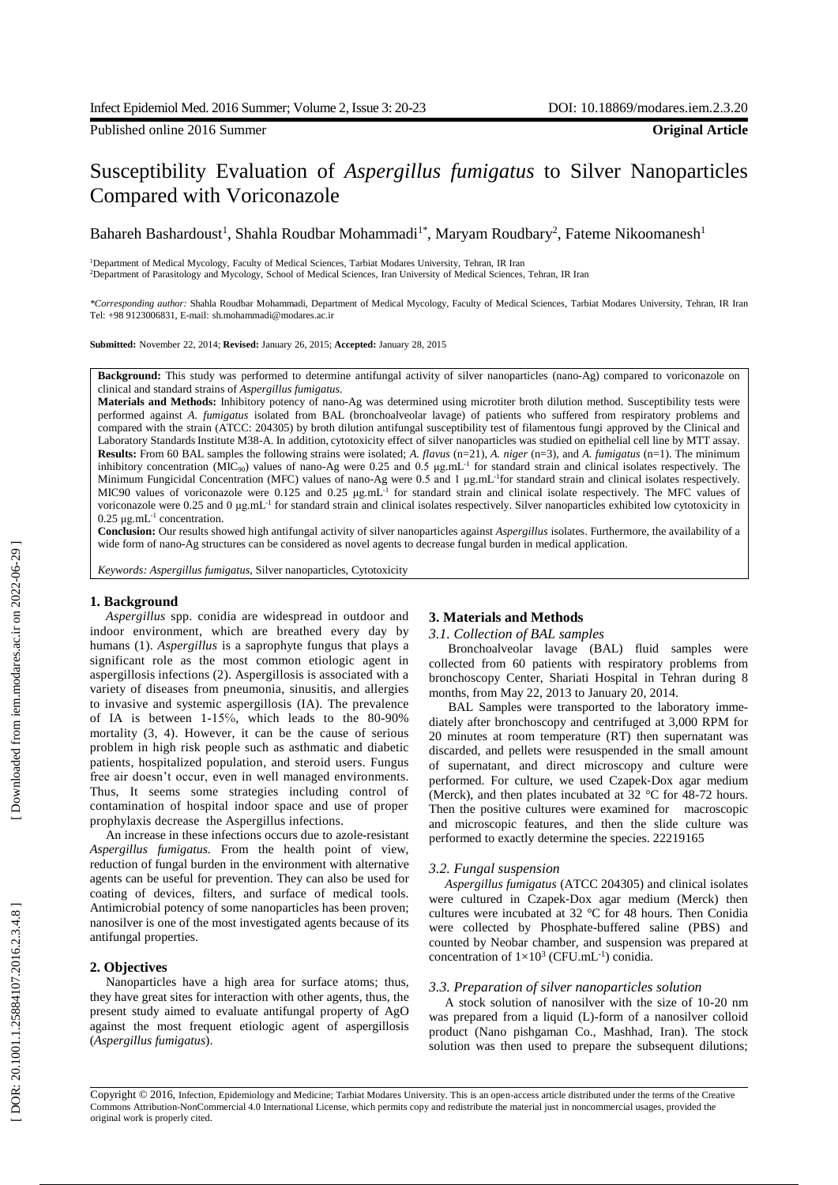Published online 2016 Summer **Original Article**

# Susceptibility Evaluation of *Aspergillus fumigatus* to Silver Nanoparticles Compared with Voriconazole

Bahareh Bashardoust[1], Shahla Roudbar Mohammadi[1*], Maryam Roudbary[2], Fateme Nikoomanesh[1]

[1]Department of Medical Mycology, Faculty of Medical Sciences, Tarbiat Modares University, Tehran, IR Iran
[2]Department of Parasitology and Mycology, School of Medical Sciences, Iran University of Medical Sciences, Tehran, IR Iran

*\*Corresponding author:* Shahla Roudbar Mohammadi, Department of Medical Mycology, Faculty of Medical Sciences, Tarbiat Modares University, Tehran, IR Iran Tel: +98 9123006831, E-mail: sh.mohammadi@modares.ac.ir

**Submitted:** November 22, 2014; **Revised:** January 26, 2015; **Accepted:** January 28, 2015

**Background:** This study was performed to determine antifungal activity of silver nanoparticles (nano-Ag) compared to voriconazole on clinical and standard strains of *Aspergillus fumigatus*.

**Materials and Methods:** Inhibitory potency of nano-Ag was determined using microtiter broth dilution method. Susceptibility tests were performed against *A. fumigatus* isolated from BAL (bronchoalveolar lavage) of patients who suffered from respiratory problems and compared with the strain (ATCC: 204305) by broth dilution antifungal susceptibility test of filamentous fungi approved by the Clinical and Laboratory Standards Institute M38-A. In addition, cytotoxicity effect of silver nanoparticles was studied on epithelial cell line by MTT assay.

**Results:** From 60 BAL samples the following strains were isolated; *A. flavus* (n=21), *A. niger* (n=3), and *A. fumigatus* (n=1). The minimum inhibitory concentration ($MIC_{90}$) values of nano-Ag were 0.25 and 0.5 μg.mL$^{-1}$ for standard strain and clinical isolates respectively. The Minimum Fungicidal Concentration (MFC) values of nano-Ag were 0.5 and 1 μg.mL$^{-1}$for standard strain and clinical isolates respectively. MIC90 values of voriconazole were 0.125 and 0.25 μg.mL$^{-1}$ for standard strain and clinical isolate respectively. The MFC values of voriconazole were 0.25 and 0 μg.mL$^{-1}$ for standard strain and clinical isolates respectively. Silver nanoparticles exhibited low cytotoxicity in 0.25 μg.mL$^{-1}$ concentration.

**Conclusion:** Our results showed high antifungal activity of silver nanoparticles against *Aspergillus* isolates. Furthermore, the availability of a wide form of nano-Ag structures can be considered as novel agents to decrease fungal burden in medical application.

*Keywords: Aspergillus fumigatus*, Silver nanoparticles, Cytotoxicity

## 1. Background

*Aspergillus* spp. conidia are widespread in outdoor and indoor environment, which are breathed every day by humans (1). *Aspergillus* is a saprophyte fungus that plays a significant role as the most common etiologic agent in aspergillosis infections (2). Aspergillosis is associated with a variety of diseases from pneumonia, sinusitis, and allergies to invasive and systemic aspergillosis (IA). The prevalence of IA is between 1-15%, which leads to the 80-90% mortality (3, 4). However, it can be the cause of serious problem in high risk people such as asthmatic and diabetic patients, hospitalized population, and steroid users. Fungus free air doesn't occur, even in well managed environments. Thus, It seems some strategies including control of contamination of hospital indoor space and use of proper prophylaxis decrease the Aspergillus infections.

An increase in these infections occurs due to azole-resistant *Aspergillus fumigatus.* From the health point of view, reduction of fungal burden in the environment with alternative agents can be useful for prevention. They can also be used for coating of devices, filters, and surface of medical tools. Antimicrobial potency of some nanoparticles has been proven; nanosilver is one of the most investigated agents because of its antifungal properties.

## 2. Objectives

Nanoparticles have a high area for surface atoms; thus, they have great sites for interaction with other agents, thus, the present study aimed to evaluate antifungal property of AgO against the most frequent etiologic agent of aspergillosis (*Aspergillus fumigatus*).

## 3. Materials and Methods

### *3.1. Collection of BAL samples*

Bronchoalveolar lavage (BAL) fluid samples were collected from 60 patients with respiratory problems from bronchoscopy Center, Shariati Hospital in Tehran during 8 months, from May 22, 2013 to January 20, 2014.

BAL Samples were transported to the laboratory immediately after bronchoscopy and centrifuged at 3,000 RPM for 20 minutes at room temperature (RT) then supernatant was discarded, and pellets were resuspended in the small amount of supernatant, and direct microscopy and culture were performed. For culture, we used Czapek-Dox agar medium (Merck), and then plates incubated at 32 °C for 48-72 hours. Then the positive cultures were examined for macroscopic and microscopic features, and then the slide culture was performed to exactly determine the species. 22219165

### *3.2. Fungal suspension*

*Aspergillus fumigatus* (ATCC 204305) and clinical isolates were cultured in Czapek-Dox agar medium (Merck) then cultures were incubated at 32 °C for 48 hours. Then Conidia were collected by Phosphate-buffered saline (PBS) and counted by Neobar chamber, and suspension was prepared at concentration of $1\times10^3$ (CFU.mL$^{-1}$) conidia.

### *3.3. Preparation of silver nanoparticles solution*

A stock solution of nanosilver with the size of 10-20 nm was prepared from a liquid (L)-form of a nanosilver colloid product (Nano pishgaman Co., Mashhad, Iran). The stock solution was then used to prepare the subsequent dilutions;

Copyright © 2016, Infection, Epidemiology and Medicine; Tarbiat Modares University. This is an open-access article distributed under the terms of the Creative Commons Attribution-NonCommercial 4.0 International License, which permits copy and redistribute the material just in noncommercial usages, provided the original work is properly cited.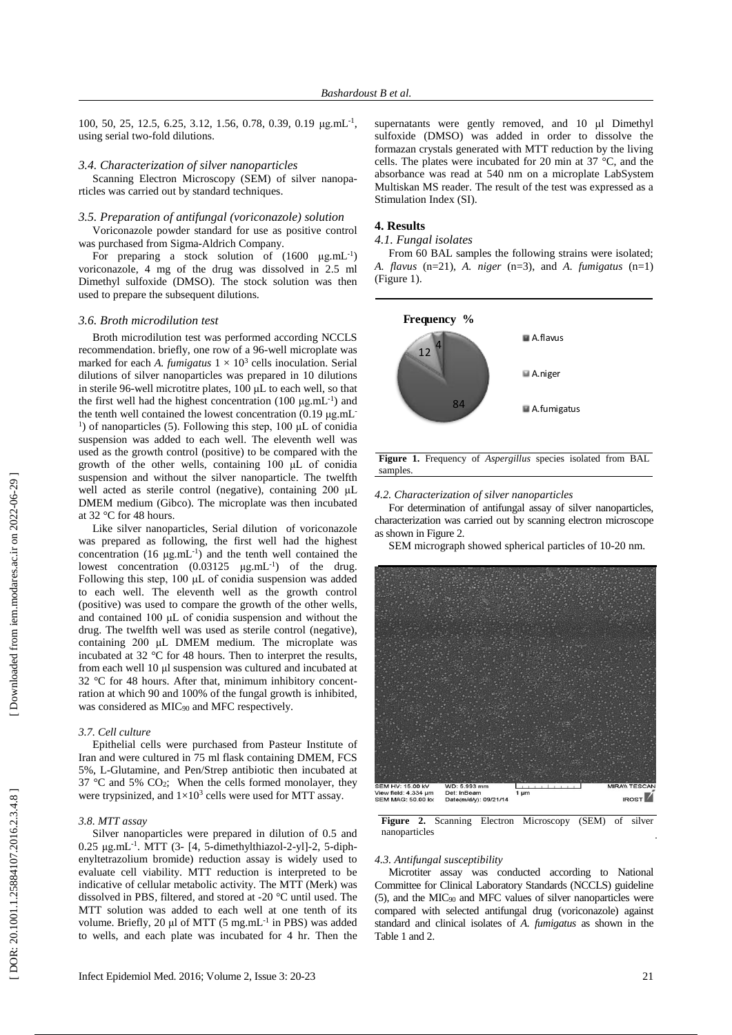100, 50, 25, 12.5, 6.25, 3.12, 1.56, 0.78, 0.39, 0.19 μg.mL$^{-1}$, using serial two-fold dilutions.

### 3.4. Characterization of silver nanoparticles

Scanning Electron Microscopy (SEM) of silver nanoparticles was carried out by standard techniques.

### 3.5. Preparation of antifungal (voriconazole) solution

Voriconazole powder standard for use as positive control was purchased from Sigma-Aldrich Company.

For preparing a stock solution of (1600 μg.mL$^{-1}$) voriconazole, 4 mg of the drug was dissolved in 2.5 ml Dimethyl sulfoxide (DMSO). The stock solution was then used to prepare the subsequent dilutions.

### 3.6. Broth microdilution test

Broth microdilution test was performed according NCCLS recommendation. briefly, one row of a 96-well microplate was marked for each *A. fumigatus* $1 \times 10^3$ cells inoculation. Serial dilutions of silver nanoparticles was prepared in 10 dilutions in sterile 96-well microtitre plates, 100 μL to each well, so that the first well had the highest concentration (100 μg.mL$^{-1}$) and the tenth well contained the lowest concentration (0.19 μg.mL$^{-1}$) of nanoparticles (5). Following this step, 100 μL of conidia suspension was added to each well. The eleventh well was used as the growth control (positive) to be compared with the growth of the other wells, containing 100 μL of conidia suspension and without the silver nanoparticle. The twelfth well acted as sterile control (negative), containing 200 μL DMEM medium (Gibco). The microplate was then incubated at 32 °C for 48 hours.

Like silver nanoparticles, Serial dilution of voriconazole was prepared as following, the first well had the highest concentration (16 μg.mL$^{-1}$) and the tenth well contained the lowest concentration (0.03125 μg.mL$^{-1}$) of the drug. Following this step, 100 μL of conidia suspension was added to each well. The eleventh well as the growth control (positive) was used to compare the growth of the other wells, and contained 100 μL of conidia suspension and without the drug. The twelfth well was used as sterile control (negative), containing 200 μL DMEM medium. The microplate was incubated at 32 °C for 48 hours. Then to interpret the results, from each well 10 μl suspension was cultured and incubated at 32 °C for 48 hours. After that, minimum inhibitory concentration at which 90 and 100% of the fungal growth is inhibited, was considered as $MIC_{90}$ and MFC respectively.

### 3.7. Cell culture

Epithelial cells were purchased from Pasteur Institute of Iran and were cultured in 75 ml flask containing DMEM, FCS 5%, L-Glutamine, and Pen/Strep antibiotic then incubated at 37 °C and 5% $CO_2$; When the cells formed monolayer, they were trypsinized, and $1\times10^3$ cells were used for MTT assay.

### 3.8. MTT assay

Silver nanoparticles were prepared in dilution of 0.5 and 0.25 μg.mL$^{-1}$. MTT (3- [4, 5-dimethylthiazol-2-yl]-2, 5-diphenyltetrazolium bromide) reduction assay is widely used to evaluate cell viability. MTT reduction is interpreted to be indicative of cellular metabolic activity. The MTT (Merk) was dissolved in PBS, filtered, and stored at -20 °C until used. The MTT solution was added to each well at one tenth of its volume. Briefly, 20 μl of MTT (5 mg.mL$^{-1}$ in PBS) was added to wells, and each plate was incubated for 4 hr. Then the supernatants were gently removed, and 10 μl Dimethyl sulfoxide (DMSO) was added in order to dissolve the formazan crystals generated with MTT reduction by the living cells. The plates were incubated for 20 min at 37 °C, and the absorbance was read at 540 nm on a microplate LabSystem Multiskan MS reader. The result of the test was expressed as a Stimulation Index (SI).

## 4. Results

### 4.1. Fungal isolates

From 60 BAL samples the following strains were isolated; *A. flavus* (n=21), *A. niger* (n=3), and *A. fumigatus* (n=1) (Figure 1).

**Figure 1.** Frequency of *Aspergillus* species isolated from BAL samples.

### 4.2. Characterization of silver nanoparticles

For determination of antifungal assay of silver nanoparticles, characterization was carried out by scanning electron microscope as shown in Figure 2.

SEM micrograph showed spherical particles of 10-20 nm.

**Figure 2.** Scanning Electron Microscopy (SEM) of silver nanoparticles

### 4.3. Antifungal susceptibility

Microtiter assay was conducted according to National Committee for Clinical Laboratory Standards (NCCLS) guideline (5), and the $MIC_{90}$ and MFC values of silver nanoparticles were compared with selected antifungal drug (voriconazole) against standard and clinical isolates of *A. fumigatus* as shown in the Table 1 and 2.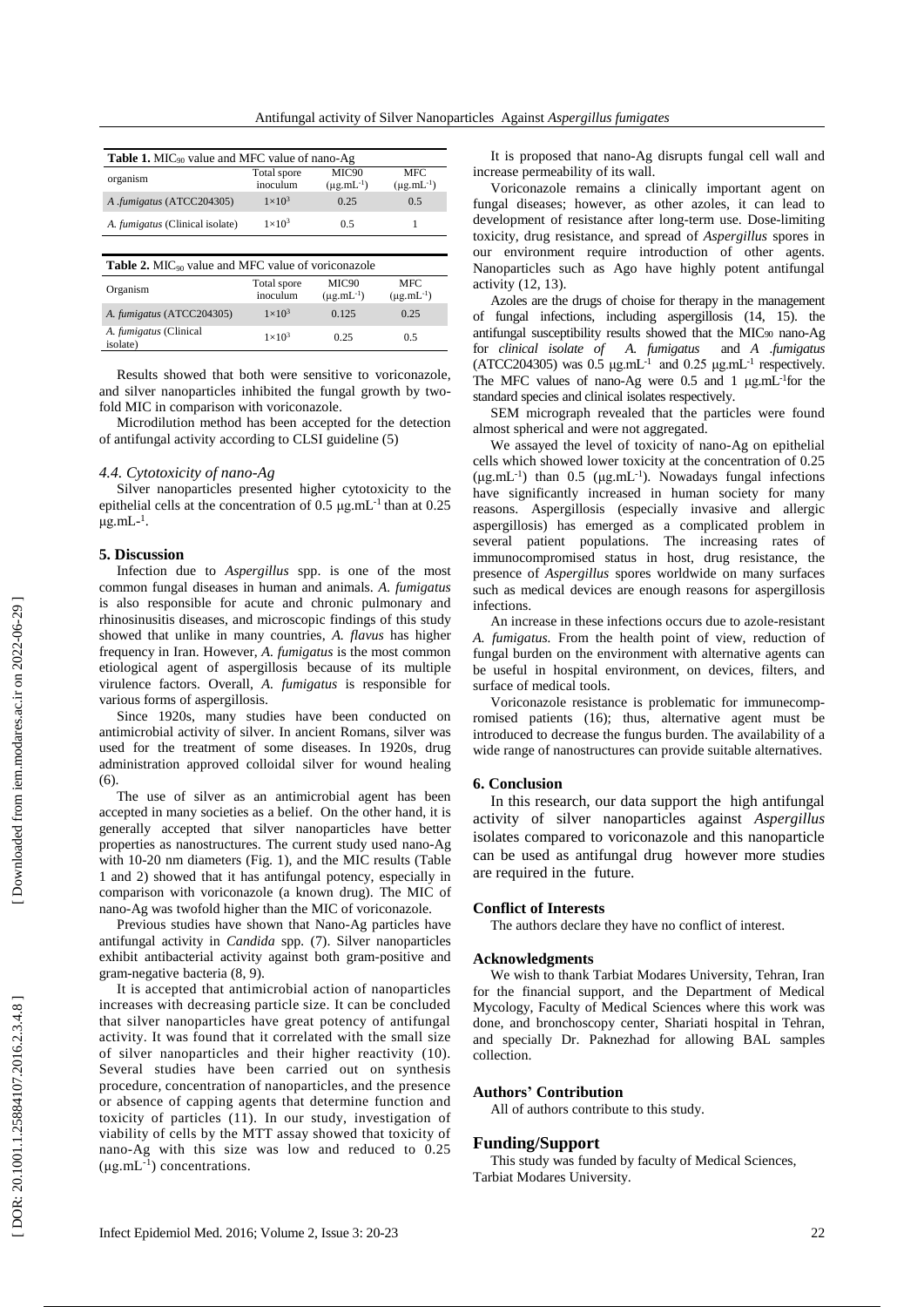**Table 1.** $MIC_{90}$ value and MFC value of nano-Ag

| organism | Total spore inoculum | MIC90 ($\mu g.mL^{-1}$) | MFC ($\mu g.mL^{-1}$) |
|---|---|---|---|
| *A .fumigatus* (ATCC204305) | $1\times10^3$ | 0.25 | 0.5 |
| *A. fumigatus* (Clinical isolate) | $1\times10^3$ | 0.5 | 1 |

**Table 2.** $MIC_{90}$ value and MFC value of voriconazole

| Organism | Total spore inoculum | MIC90 ($\mu g.mL^{-1}$) | MFC ($\mu g.mL^{-1}$) |
|---|---|---|---|
| *A. fumigatus* (ATCC204305) | $1\times10^3$ | 0.125 | 0.25 |
| *A. fumigatus* (Clinical isolate) | $1\times10^3$ | 0.25 | 0.5 |

Results showed that both were sensitive to voriconazole, and silver nanoparticles inhibited the fungal growth by two-fold MIC in comparison with voriconazole.

Microdilution method has been accepted for the detection of antifungal activity according to CLSI guideline (5)

### *4.4. Cytotoxicity of nano-Ag*

Silver nanoparticles presented higher cytotoxicity to the epithelial cells at the concentration of 0.5 $\mu g.mL^{-1}$ than at 0.25 $\mu g.mL^{-1}$.

## 5. Discussion

Infection due to *Aspergillus* spp. is one of the most common fungal diseases in human and animals. *A. fumigatus* is also responsible for acute and chronic pulmonary and rhinosinusitis diseases, and microscopic findings of this study showed that unlike in many countries, *A. flavus* has higher frequency in Iran. However, *A. fumigatus* is the most common etiological agent of aspergillosis because of its multiple virulence factors. Overall, *A. fumigatus* is responsible for various forms of aspergillosis.

Since 1920s, many studies have been conducted on antimicrobial activity of silver. In ancient Romans, silver was used for the treatment of some diseases. In 1920s, drug administration approved colloidal silver for wound healing (6).

The use of silver as an antimicrobial agent has been accepted in many societies as a belief. On the other hand, it is generally accepted that silver nanoparticles have better properties as nanostructures. The current study used nano-Ag with 10-20 nm diameters (Fig. 1), and the MIC results (Table 1 and 2) showed that it has antifungal potency, especially in comparison with voriconazole (a known drug). The MIC of nano-Ag was twofold higher than the MIC of voriconazole.

Previous studies have shown that Nano-Ag particles have antifungal activity in *Candida* spp. (7). Silver nanoparticles exhibit antibacterial activity against both gram-positive and gram-negative bacteria (8, 9).

It is accepted that antimicrobial action of nanoparticles increases with decreasing particle size. It can be concluded that silver nanoparticles have great potency of antifungal activity. It was found that it correlated with the small size of silver nanoparticles and their higher reactivity (10). Several studies have been carried out on synthesis procedure, concentration of nanoparticles, and the presence or absence of capping agents that determine function and toxicity of particles (11). In our study, investigation of viability of cells by the MTT assay showed that toxicity of nano-Ag with this size was low and reduced to 0.25 ($\mu g.mL^{-1}$) concentrations.

It is proposed that nano-Ag disrupts fungal cell wall and increase permeability of its wall.

Voriconazole remains a clinically important agent on fungal diseases; however, as other azoles, it can lead to development of resistance after long-term use. Dose-limiting toxicity, drug resistance, and spread of *Aspergillus* spores in our environment require introduction of other agents. Nanoparticles such as Ago have highly potent antifungal activity (12, 13).

Azoles are the drugs of choise for therapy in the management of fungal infections, including aspergillosis (14, 15). the antifungal susceptibility results showed that the $MIC_{90}$ nano-Ag for *clinical isolate of A. fumigatus* and *A .fumigatus* (ATCC204305) was 0.5 $\mu g.mL^{-1}$ and 0.25 $\mu g.mL^{-1}$ respectively. The MFC values of nano-Ag were 0.5 and 1 $\mu g.mL^{-1}$for the standard species and clinical isolates respectively.

SEM micrograph revealed that the particles were found almost spherical and were not aggregated.

We assayed the level of toxicity of nano-Ag on epithelial cells which showed lower toxicity at the concentration of 0.25 ($\mu g.mL^{-1}$) than 0.5 ($\mu g.mL^{-1}$). Nowadays fungal infections have significantly increased in human society for many reasons. Aspergillosis (especially invasive and allergic aspergillosis) has emerged as a complicated problem in several patient populations. The increasing rates of immunocompromised status in host, drug resistance, the presence of *Aspergillus* spores worldwide on many surfaces such as medical devices are enough reasons for aspergillosis infections.

An increase in these infections occurs due to azole-resistant *A. fumigatus*. From the health point of view, reduction of fungal burden on the environment with alternative agents can be useful in hospital environment, on devices, filters, and surface of medical tools.

Voriconazole resistance is problematic for immunecompromised patients (16); thus, alternative agent must be introduced to decrease the fungus burden. The availability of a wide range of nanostructures can provide suitable alternatives.

## 6. Conclusion

In this research, our data support the high antifungal activity of silver nanoparticles against *Aspergillus* isolates compared to voriconazole and this nanoparticle can be used as antifungal drug however more studies are required in the future.

## Conflict of Interests

The authors declare they have no conflict of interest.

## Acknowledgments

We wish to thank Tarbiat Modares University, Tehran, Iran for the financial support, and the Department of Medical Mycology, Faculty of Medical Sciences where this work was done, and bronchoscopy center, Shariati hospital in Tehran, and specially Dr. Paknezhad for allowing BAL samples collection.

## Authors' Contribution

All of authors contribute to this study.

## Funding/Support

This study was funded by faculty of Medical Sciences, Tarbiat Modares University.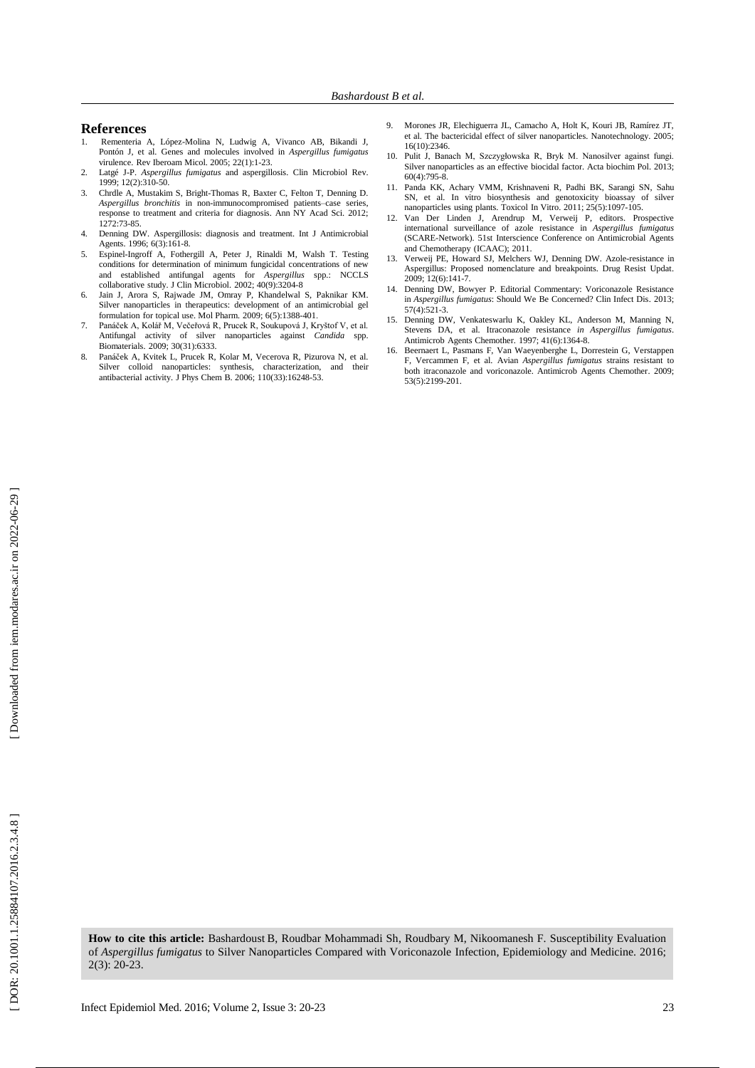## References

1. Rementeria A, López-Molina N, Ludwig A, Vivanco AB, Bikandi J, Pontón J, et al. Genes and molecules involved in *Aspergillus fumigatus* virulence. Rev Iberoam Micol. 2005; 22(1):1-23.
2. Latgé J-P. *Aspergillus fumigatus* and aspergillosis. Clin Microbiol Rev. 1999; 12(2):310-50.
3. Chrdle A, Mustakim S, Bright-Thomas R, Baxter C, Felton T, Denning D. *Aspergillus bronchitis* in non-immunocompromised patients–case series, response to treatment and criteria for diagnosis. Ann NY Acad Sci. 2012; 1272:73-85.
4. Denning DW. Aspergillosis: diagnosis and treatment. Int J Antimicrobial Agents. 1996; 6(3):161-8.
5. Espinel-Ingroff A, Fothergill A, Peter J, Rinaldi M, Walsh T. Testing conditions for determination of minimum fungicidal concentrations of new and established antifungal agents for *Aspergillus* spp.: NCCLS collaborative study. J Clin Microbiol. 2002; 40(9):3204-8
6. Jain J, Arora S, Rajwade JM, Omray P, Khandelwal S, Paknikar KM. Silver nanoparticles in therapeutics: development of an antimicrobial gel formulation for topical use. Mol Pharm. 2009; 6(5):1388-401.
7. Panáček A, Kolář M, Večeřová R, Prucek R, Soukupová J, Kryštof V, et al. Antifungal activity of silver nanoparticles against *Candida* spp. Biomaterials. 2009; 30(31):6333.
8. Panáček A, Kvitek L, Prucek R, Kolar M, Vecerova R, Pizurova N, et al. Silver colloid nanoparticles: synthesis, characterization, and their antibacterial activity. J Phys Chem B. 2006; 110(33):16248-53.
9. Morones JR, Elechiguerra JL, Camacho A, Holt K, Kouri JB, Ramírez JT, et al. The bactericidal effect of silver nanoparticles. Nanotechnology. 2005; 16(10):2346.
10. Pulit J, Banach M, Szczygłowska R, Bryk M. Nanosilver against fungi. Silver nanoparticles as an effective biocidal factor. Acta biochim Pol. 2013; 60(4):795-8.
11. Panda KK, Achary VMM, Krishnaveni R, Padhi BK, Sarangi SN, Sahu SN, et al. In vitro biosynthesis and genotoxicity bioassay of silver nanoparticles using plants. Toxicol In Vitro. 2011; 25(5):1097-105.
12. Van Der Linden J, Arendrup M, Verweij P, editors. Prospective international surveillance of azole resistance in *Aspergillus fumigatus* (SCARE-Network). 51st Interscience Conference on Antimicrobial Agents and Chemotherapy (ICAAC); 2011.
13. Verweij PE, Howard SJ, Melchers WJ, Denning DW. Azole-resistance in Aspergillus: Proposed nomenclature and breakpoints. Drug Resist Updat. 2009; 12(6):141-7.
14. Denning DW, Bowyer P. Editorial Commentary: Voriconazole Resistance in *Aspergillus fumigatus*: Should We Be Concerned? Clin Infect Dis. 2013; 57(4):521-3.
15. Denning DW, Venkateswarlu K, Oakley KL, Anderson M, Manning N, Stevens DA, et al. Itraconazole resistance *in Aspergillus fumigatus*. Antimicrob Agents Chemother. 1997; 41(6):1364-8.
16. Beernaert L, Pasmans F, Van Waeyenberghe L, Dorrestein G, Verstappen F, Vercammen F, et al. Avian *Aspergillus fumigatus* strains resistant to both itraconazole and voriconazole. Antimicrob Agents Chemother. 2009; 53(5):2199-201.

**How to cite this article:** Bashardoust B, Roudbar Mohammadi Sh, Roudbary M, Nikoomanesh F. Susceptibility Evaluation of *Aspergillus fumigatus* to Silver Nanoparticles Compared with Voriconazole Infection, Epidemiology and Medicine. 2016; 2(3): 20-23.